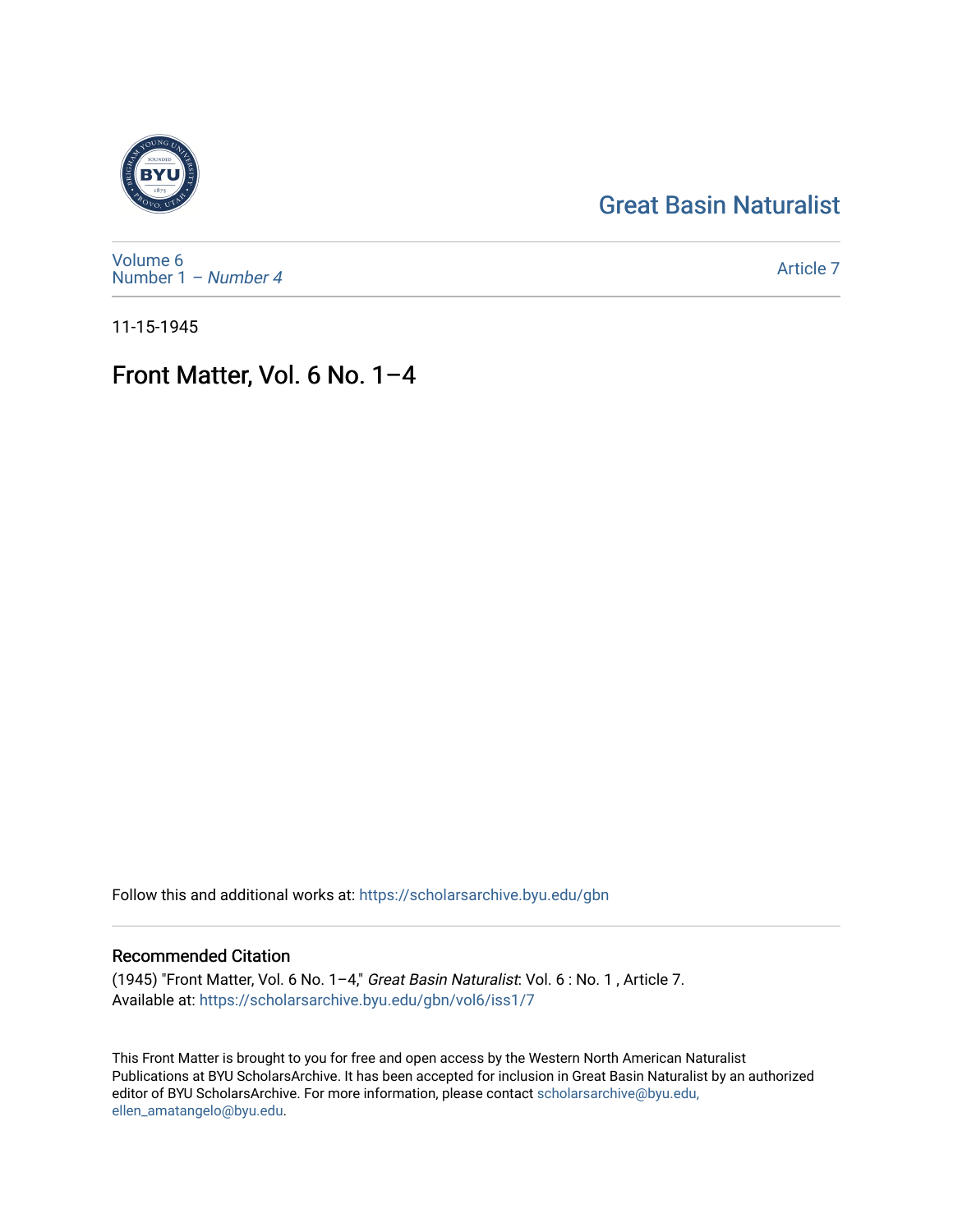Great Basin Naturalist

Volume 6
Number 1 – *Number 4*

Article 7

11-15-1945

# Front Matter, Vol. 6 No. 1–4

Follow this and additional works at: https://scholarsarchive.byu.edu/gbn

## Recommended Citation

(1945) "Front Matter, Vol. 6 No. 1–4," *Great Basin Naturalist*: Vol. 6 : No. 1 , Article 7.
Available at: https://scholarsarchive.byu.edu/gbn/vol6/iss1/7

This Front Matter is brought to you for free and open access by the Western North American Naturalist Publications at BYU ScholarsArchive. It has been accepted for inclusion in Great Basin Naturalist by an authorized editor of BYU ScholarsArchive. For more information, please contact scholarsarchive@byu.edu, ellen_amatangelo@byu.edu.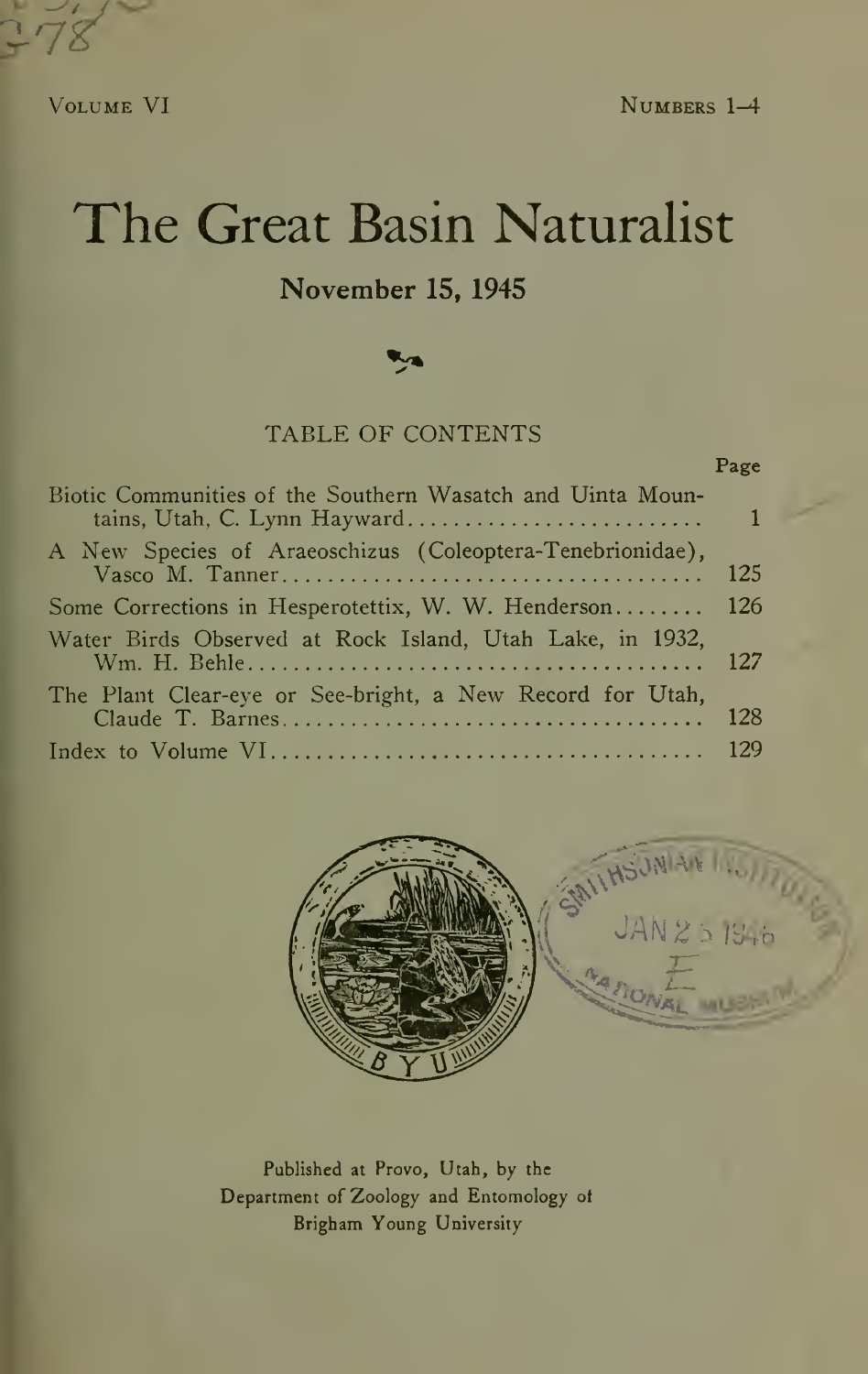VOLUME VI NUMBERS 1-4

# The Great Basin Naturalist

## November 15, 1945

TABLE OF CONTENTS

| | Page |
|---|---|
| Biotic Communities of the Southern Wasatch and Uinta Mountains, Utah, C. Lynn Hayward | 1 |
| A New Species of Araeoschizus (Coleoptera-Tenebrionidae), Vasco M. Tanner | 125 |
| Some Corrections in Hesperotettix, W. W. Henderson | 126 |
| Water Birds Observed at Rock Island, Utah Lake, in 1932, Wm. H. Behle | 127 |
| The Plant Clear-eye or See-bright, a New Record for Utah, Claude T. Barnes | 128 |
| Index to Volume VI | 129 |

Published at Provo, Utah, by the
Department of Zoology and Entomology of
Brigham Young University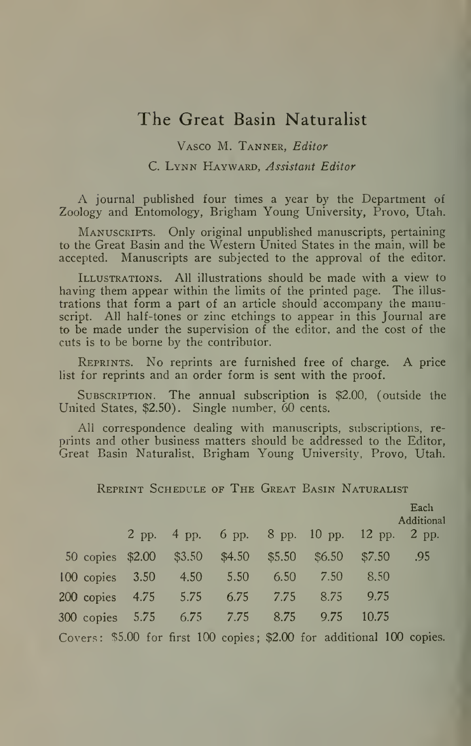# The Great Basin Naturalist

Vasco M. Tanner, *Editor*

C. Lynn Hayward, *Assistant Editor*

A journal published four times a year by the Department of Zoology and Entomology, Brigham Young University, Provo, Utah.

Manuscripts. Only original unpublished manuscripts, pertaining to the Great Basin and the Western United States in the main, will be accepted. Manuscripts are subjected to the approval of the editor.

Illustrations. All illustrations should be made with a view to having them appear within the limits of the printed page. The illustrations that form a part of an article should accompany the manuscript. All half-tones or zinc etchings to appear in this Journal are to be made under the supervision of the editor, and the cost of the cuts is to be borne by the contributor.

Reprints. No reprints are furnished free of charge. A price list for reprints and an order form is sent with the proof.

Subscription. The annual subscription is $2.00, (outside the United States, $2.50). Single number, 60 cents.

All correspondence dealing with manuscripts, subscriptions, reprints and other business matters should be addressed to the Editor, Great Basin Naturalist, Brigham Young University, Provo, Utah.

Reprint Schedule of The Great Basin Naturalist

| | 2 pp. | 4 pp. | 6 pp. | 8 pp. | 10 pp. | 12 pp. | Each Additional 2 pp. |
|---|---|---|---|---|---|---|---|
| 50 copies | $2.00 | $3.50 | $4.50 | $5.50 | $6.50 | $7.50 | .95 |
| 100 copies | 3.50 | 4.50 | 5.50 | 6.50 | 7.50 | 8.50 | |
| 200 copies | 4.75 | 5.75 | 6.75 | 7.75 | 8.75 | 9.75 | |
| 300 copies | 5.75 | 6.75 | 7.75 | 8.75 | 9.75 | 10.75 | |

Covers: $5.00 for first 100 copies; $2.00 for additional 100 copies.